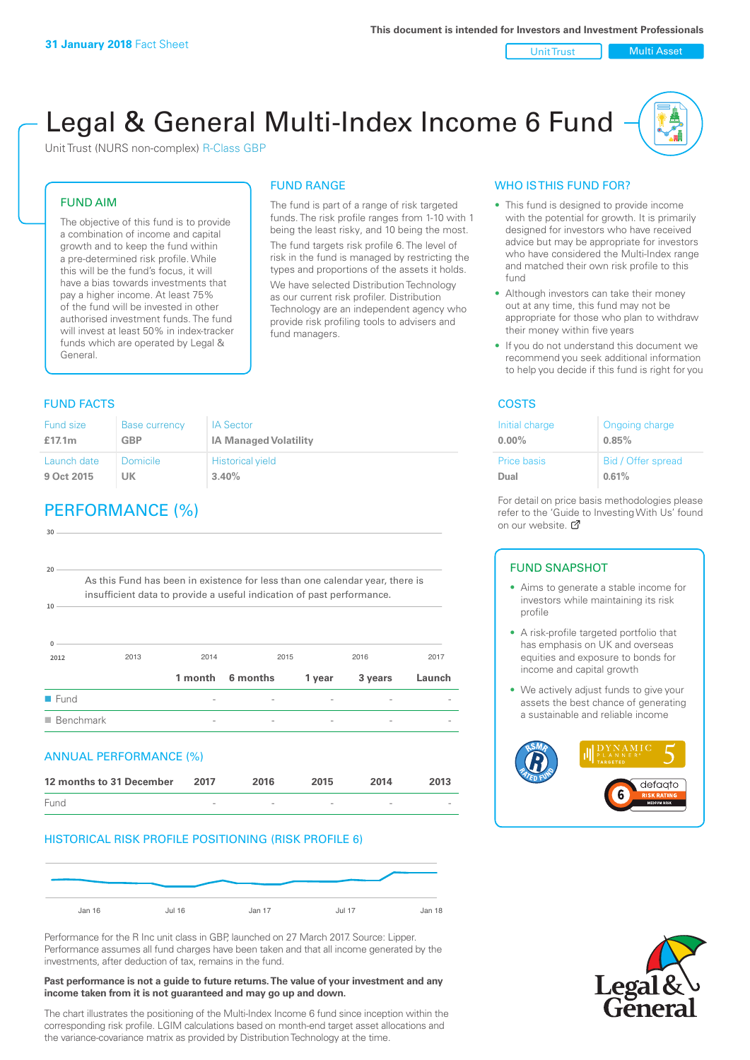31 January 2018 Fact Sheet

This document is intended for Investors and Investment Professionals

Unit Trust | Multi Asset

# Legal & General Multi-Index Income 6 Fund

Unit Trust (NURS non-complex) R-Class GBP

## FUND AIM

The objective of this fund is to provide a combination of income and capital growth and to keep the fund within a pre-determined risk profile. While this will be the fund's focus, it will have a bias towards investments that pay a higher income. At least 75% of the fund will be invested in other authorised investment funds. The fund will invest at least 50% in index-tracker funds which are operated by Legal & General.

## FUND RANGE

The fund is part of a range of risk targeted funds. The risk profile ranges from 1-10 with 1 being the least risky, and 10 being the most.

The fund targets risk profile 6. The level of risk in the fund is managed by restricting the types and proportions of the assets it holds.

We have selected Distribution Technology as our current risk profiler. Distribution Technology are an independent agency who provide risk profiling tools to advisers and fund managers.

## WHO IS THIS FUND FOR?

- This fund is designed to provide income with the potential for growth. It is primarily designed for investors who have received advice but may be appropriate for investors who have considered the Multi-Index range and matched their own risk profile to this fund
- Although investors can take their money out at any time, this fund may not be appropriate for those who plan to withdraw their money within five years
- If you do not understand this document we recommend you seek additional information to help you decide if this fund is right for you

## FUND FACTS

| Fund size | Base currency | IA Sector |
|---|---|---|
| £17.1m | GBP | IA Managed Volatility |
| **Launch date** | **Domicile** | **Historical yield** |
| 9 Oct 2015 | UK | 3.40% |

## COSTS

| Initial charge | Ongoing charge |
|---|---|
| 0.00% | 0.85% |
| **Price basis** | **Bid / Offer spread** |
| Dual | 0.61% |

For detail on price basis methodologies please refer to the 'Guide to Investing With Us' found on our website.

## PERFORMANCE (%)

As this Fund has been in existence for less than one calendar year, there is insufficient data to provide a useful indication of past performance.

| | 1 month | 6 months | 1 year | 3 years | Launch |
|---|---|---|---|---|---|
| Fund | - | - | - | - | - |
| Benchmark | - | - | - | - | - |

## ANNUAL PERFORMANCE (%)

| 12 months to 31 December | 2017 | 2016 | 2015 | 2014 | 2013 |
|---|---|---|---|---|---|
| Fund | - | - | - | - | - |

## HISTORICAL RISK PROFILE POSITIONING (RISK PROFILE 6)

Performance for the R Inc unit class in GBP, launched on 27 March 2017. Source: Lipper. Performance assumes all fund charges have been taken and that all income generated by the investments, after deduction of tax, remains in the fund.

**Past performance is not a guide to future returns. The value of your investment and any income taken from it is not guaranteed and may go up and down.**

The chart illustrates the positioning of the Multi-Index Income 6 fund since inception within the corresponding risk profile. LGIM calculations based on month-end target asset allocations and the variance-covariance matrix as provided by Distribution Technology at the time.

## FUND SNAPSHOT

- Aims to generate a stable income for investors while maintaining its risk profile
- A risk-profile targeted portfolio that has emphasis on UK and overseas equities and exposure to bonds for income and capital growth
- We actively adjust funds to give your assets the best chance of generating a sustainable and reliable income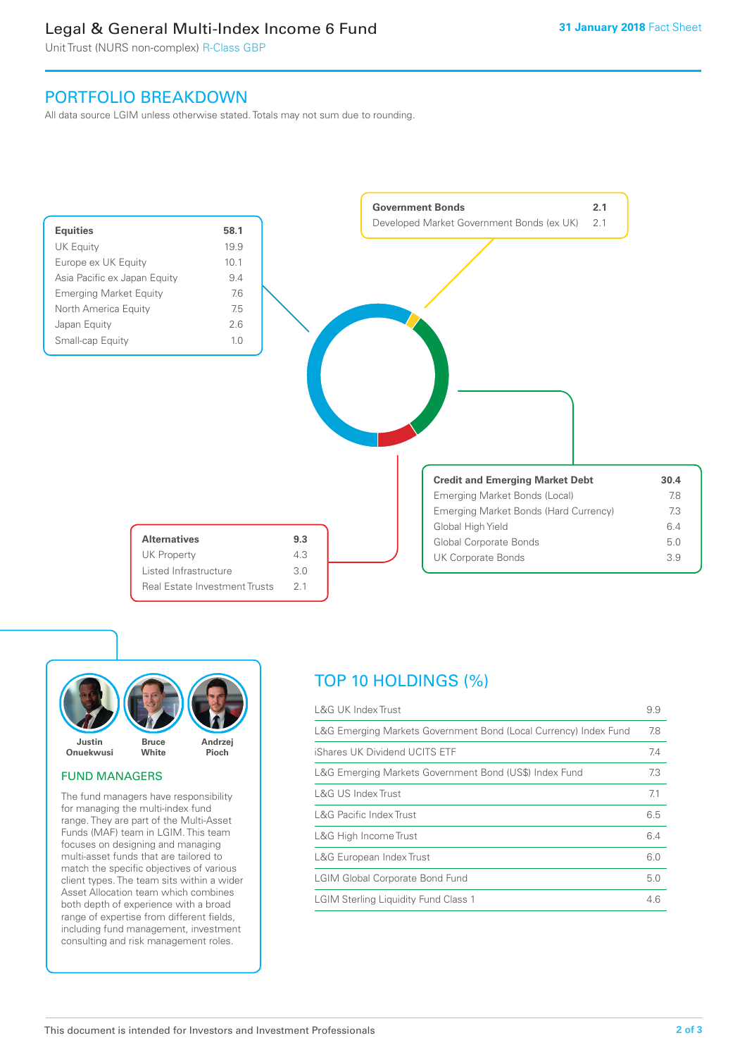# Legal & General Multi-Index Income 6 Fund

Unit Trust (NURS non-complex) R-Class GBP

**31 January 2018** Fact Sheet

## PORTFOLIO BREAKDOWN

All data source LGIM unless otherwise stated. Totals may not sum due to rounding.

| Equities | 58.1 |
|---|---|
| UK Equity | 19.9 |
| Europe ex UK Equity | 10.1 |
| Asia Pacific ex Japan Equity | 9.4 |
| Emerging Market Equity | 7.6 |
| North America Equity | 7.5 |
| Japan Equity | 2.6 |
| Small-cap Equity | 1.0 |

| Government Bonds | 2.1 |
|---|---|
| Developed Market Government Bonds (ex UK) | 2.1 |

| Credit and Emerging Market Debt | 30.4 |
|---|---|
| Emerging Market Bonds (Local) | 7.8 |
| Emerging Market Bonds (Hard Currency) | 7.3 |
| Global High Yield | 6.4 |
| Global Corporate Bonds | 5.0 |
| UK Corporate Bonds | 3.9 |

| Alternatives | 9.3 |
|---|---|
| UK Property | 4.3 |
| Listed Infrastructure | 3.0 |
| Real Estate Investment Trusts | 2.1 |

Justin Onuekwusi, Bruce White, Andrzej Pioch

### FUND MANAGERS

The fund managers have responsibility for managing the multi-index fund range. They are part of the Multi-Asset Funds (MAF) team in LGIM. This team focuses on designing and managing multi-asset funds that are tailored to match the specific objectives of various client types. The team sits within a wider Asset Allocation team which combines both depth of experience with a broad range of expertise from different fields, including fund management, investment consulting and risk management roles.

## TOP 10 HOLDINGS (%)

| Holding | % |
|---|---|
| L&G UK Index Trust | 9.9 |
| L&G Emerging Markets Government Bond (Local Currency) Index Fund | 7.8 |
| iShares UK Dividend UCITS ETF | 7.4 |
| L&G Emerging Markets Government Bond (US$) Index Fund | 7.3 |
| L&G US Index Trust | 7.1 |
| L&G Pacific Index Trust | 6.5 |
| L&G High Income Trust | 6.4 |
| L&G European Index Trust | 6.0 |
| LGIM Global Corporate Bond Fund | 5.0 |
| LGIM Sterling Liquidity Fund Class 1 | 4.6 |

This document is intended for Investors and Investment Professionals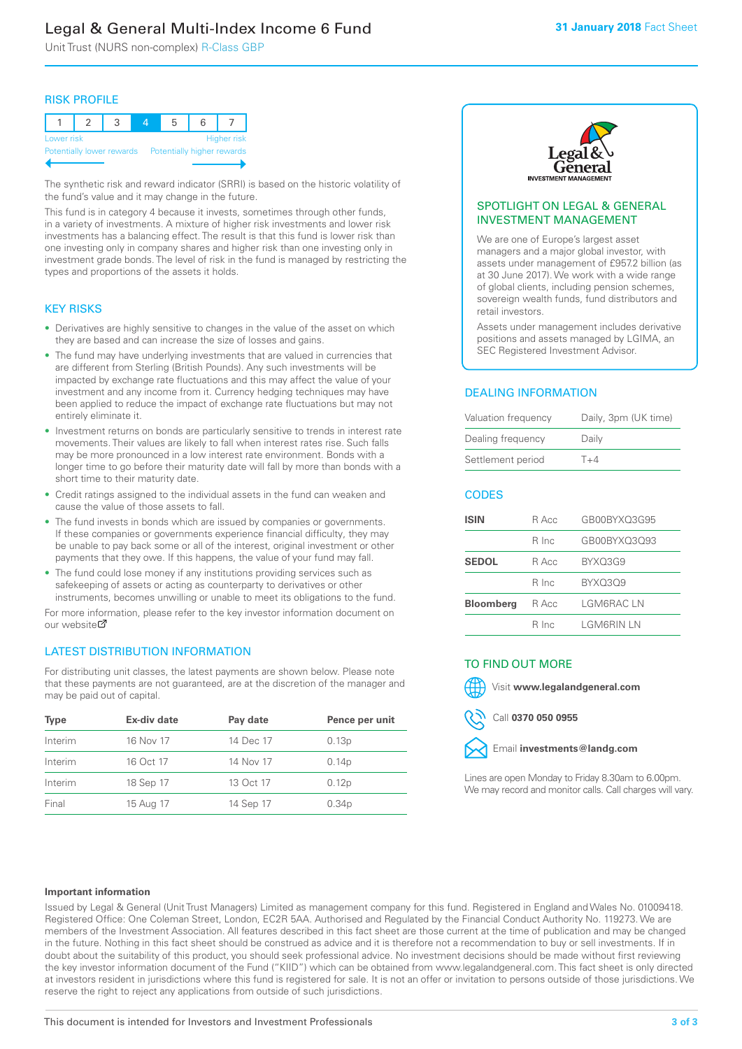# Legal & General Multi-Index Income 6 Fund

Unit Trust (NURS non-complex) R-Class GBP

**31 January 2018** Fact Sheet

## RISK PROFILE

| 1 | 2 | 3 | 4 | 5 | 6 | 7 |
|---|---|---|---|---|---|---|

Lower risk — Higher risk

Potentially lower rewards — Potentially higher rewards

The synthetic risk and reward indicator (SRRI) is based on the historic volatility of the fund's value and it may change in the future.

This fund is in category 4 because it invests, sometimes through other funds, in a variety of investments. A mixture of higher risk investments and lower risk investments has a balancing effect. The result is that this fund is lower risk than one investing only in company shares and higher risk than one investing only in investment grade bonds. The level of risk in the fund is managed by restricting the types and proportions of the assets it holds.

## KEY RISKS

- Derivatives are highly sensitive to changes in the value of the asset on which they are based and can increase the size of losses and gains.
- The fund may have underlying investments that are valued in currencies that are different from Sterling (British Pounds). Any such investments will be impacted by exchange rate fluctuations and this may affect the value of your investment and any income from it. Currency hedging techniques may have been applied to reduce the impact of exchange rate fluctuations but may not entirely eliminate it.
- Investment returns on bonds are particularly sensitive to trends in interest rate movements. Their values are likely to fall when interest rates rise. Such falls may be more pronounced in a low interest rate environment. Bonds with a longer time to go before their maturity date will fall by more than bonds with a short time to their maturity date.
- Credit ratings assigned to the individual assets in the fund can weaken and cause the value of those assets to fall.
- The fund invests in bonds which are issued by companies or governments. If these companies or governments experience financial difficulty, they may be unable to pay back some or all of the interest, original investment or other payments that they owe. If this happens, the value of your fund may fall.
- The fund could lose money if any institutions providing services such as safekeeping of assets or acting as counterparty to derivatives or other instruments, becomes unwilling or unable to meet its obligations to the fund.

For more information, please refer to the key investor information document on our website

## LATEST DISTRIBUTION INFORMATION

For distributing unit classes, the latest payments are shown below. Please note that these payments are not guaranteed, are at the discretion of the manager and may be paid out of capital.

| Type | Ex-div date | Pay date | Pence per unit |
|---|---|---|---|
| Interim | 16 Nov 17 | 14 Dec 17 | 0.13p |
| Interim | 16 Oct 17 | 14 Nov 17 | 0.14p |
| Interim | 18 Sep 17 | 13 Oct 17 | 0.12p |
| Final | 15 Aug 17 | 14 Sep 17 | 0.34p |

## SPOTLIGHT ON LEGAL & GENERAL INVESTMENT MANAGEMENT

We are one of Europe's largest asset managers and a major global investor, with assets under management of £957.2 billion (as at 30 June 2017). We work with a wide range of global clients, including pension schemes, sovereign wealth funds, fund distributors and retail investors.

Assets under management includes derivative positions and assets managed by LGIMA, an SEC Registered Investment Advisor.

## DEALING INFORMATION

| | |
|---|---|
| Valuation frequency | Daily, 3pm (UK time) |
| Dealing frequency | Daily |
| Settlement period | T+4 |

## CODES

| | | |
|---|---|---|
| **ISIN** | R Acc | GB00BYXQ3G95 |
| | R Inc | GB00BYXQ3Q93 |
| **SEDOL** | R Acc | BYXQ3G9 |
| | R Inc | BYXQ3Q9 |
| **Bloomberg** | R Acc | LGM6RAC LN |
| | R Inc | LGM6RIN LN |

## TO FIND OUT MORE

Visit **www.legalandgeneral.com**

Call **0370 050 0955**

Email **investments@landg.com**

Lines are open Monday to Friday 8.30am to 6.00pm. We may record and monitor calls. Call charges will vary.

**Important information**

Issued by Legal & General (Unit Trust Managers) Limited as management company for this fund. Registered in England and Wales No. 01009418. Registered Office: One Coleman Street, London, EC2R 5AA. Authorised and Regulated by the Financial Conduct Authority No. 119273. We are members of the Investment Association. All features described in this fact sheet are those current at the time of publication and may be changed in the future. Nothing in this fact sheet should be construed as advice and it is therefore not a recommendation to buy or sell investments. If in doubt about the suitability of this product, you should seek professional advice. No investment decisions should be made without first reviewing the key investor information document of the Fund ("KIID") which can be obtained from www.legalandgeneral.com. This fact sheet is only directed at investors resident in jurisdictions where this fund is registered for sale. It is not an offer or invitation to persons outside of those jurisdictions. We reserve the right to reject any applications from outside of such jurisdictions.

This document is intended for Investors and Investment Professionals